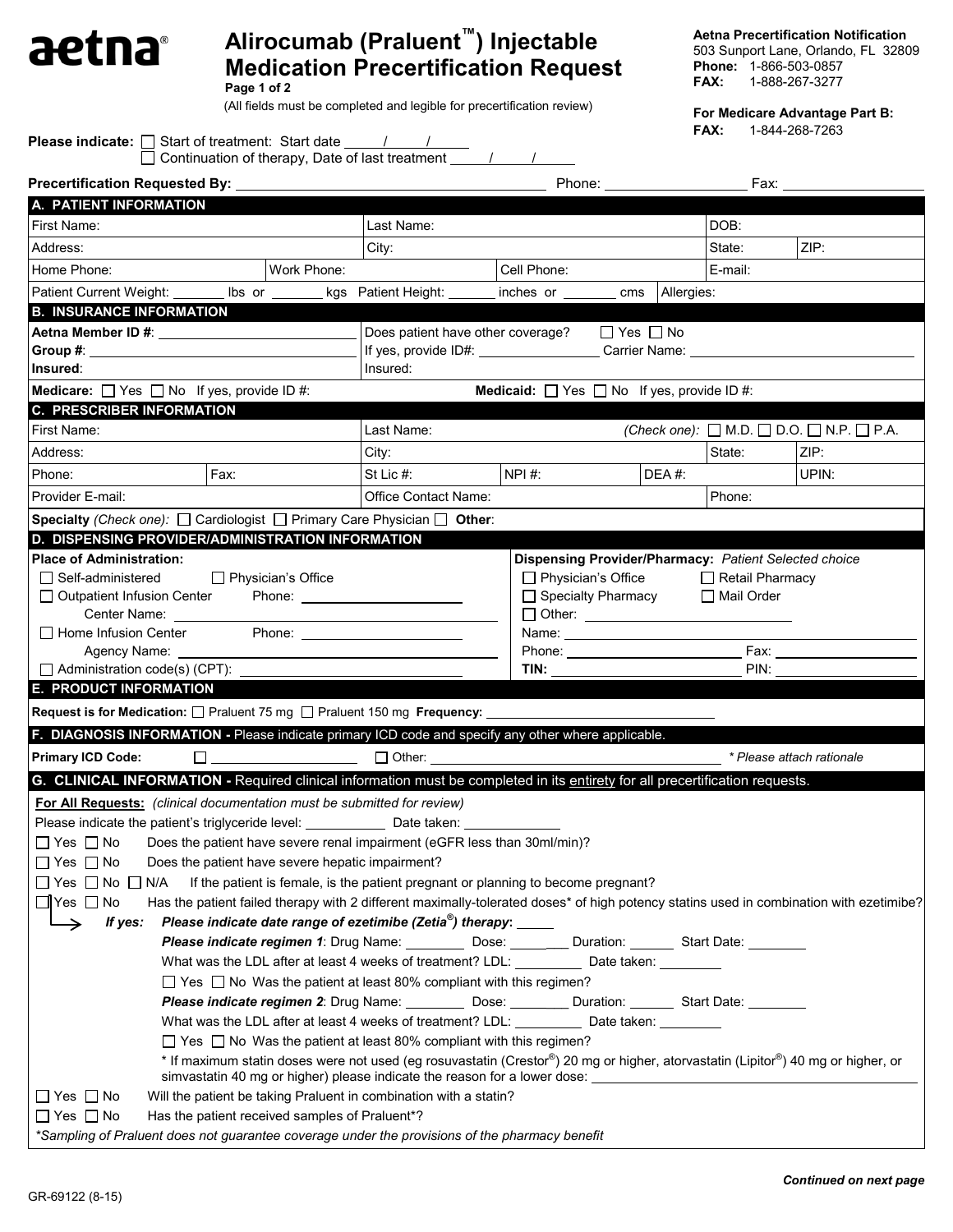# aetna®

# Alirocumab (Praluent™) Injectable Medication Precertification Request

Page 1 of 2

(All fields must be completed and legible for precertification review)

**Aetna Precertification Notification**
503 Sunport Lane, Orlando, FL 32809
**Phone:** 1-866-503-0857
**FAX:** 1-888-267-3277

**For Medicare Advantage Part B:**
**FAX:** 1-844-268-7263

**Please indicate:** ☐ Start of treatment: Start date ____/____/____
☐ Continuation of therapy, Date of last treatment ____/____/____

**Precertification Requested By:** ______________________ Phone: ______________ Fax: ______________

## A. PATIENT INFORMATION

| First Name: | | Last Name: | | DOB: | |
|---|---|---|---|---|---|
| Address: | | City: | | State: | ZIP: |
| Home Phone: | Work Phone: | | Cell Phone: | E-mail: | |

Patient Current Weight: _______ lbs or _______ kgs Patient Height: _______ inches or _______ cms Allergies:

## B. INSURANCE INFORMATION

**Aetna Member ID #**: ______________________
**Group #**: ______________________
**Insured**:

Does patient have other coverage? ☐ Yes ☐ No
If yes, provide ID#: ______________ Carrier Name: ______________
Insured:

**Medicare:** ☐ Yes ☐ No If yes, provide ID #:
**Medicaid:** ☐ Yes ☐ No If yes, provide ID #:

## C. PRESCRIBER INFORMATION

| First Name: | | Last Name: | | (Check one): ☐ M.D. ☐ D.O. ☐ N.P. ☐ P.A. | |
|---|---|---|---|---|---|
| Address: | | City: | | State: | ZIP: |
| Phone: | Fax: | St Lic #: | NPI #: | DEA #: | UPIN: |
| Provider E-mail: | | Office Contact Name: | | Phone: | |

**Specialty** *(Check one):* ☐ Cardiologist ☐ Primary Care Physician ☐ **Other**:

## D. DISPENSING PROVIDER/ADMINISTRATION INFORMATION

**Place of Administration:**
☐ Self-administered ☐ Physician's Office
☐ Outpatient Infusion Center Phone: ______________
Center Name: ______________
☐ Home Infusion Center Phone: ______________
Agency Name: ______________
☐ Administration code(s) (CPT): ______________

**Dispensing Provider/Pharmacy:** *Patient Selected choice*
☐ Physician's Office ☐ Retail Pharmacy
☐ Specialty Pharmacy ☐ Mail Order
☐ Other: ______________
Name: ______________
Phone: ______________ Fax: ______________
**TIN:** ______________ PIN: ______________

## E. PRODUCT INFORMATION

**Request is for Medication:** ☐ Praluent 75 mg ☐ Praluent 150 mg **Frequency:** ______________

## F. DIAGNOSIS INFORMATION - Please indicate primary ICD code and specify any other where applicable.

**Primary ICD Code:** ☐ ______________ ☐ Other: ______________ *\* Please attach rationale*

## G. CLINICAL INFORMATION - Required clinical information must be completed in its entirety for all precertification requests.

**For All Requests:** *(clinical documentation must be submitted for review)*

Please indicate the patient's triglyceride level: __________ Date taken: __________

☐ Yes ☐ No Does the patient have severe renal impairment (eGFR less than 30ml/min)?

☐ Yes ☐ No Does the patient have severe hepatic impairment?

☐ Yes ☐ No ☐ N/A If the patient is female, is the patient pregnant or planning to become pregnant?

☐ Yes ☐ No Has the patient failed therapy with 2 different maximally-tolerated doses* of high potency statins used in combination with ezetimibe?

→ ***If yes:*** ***Please indicate date range of ezetimibe (Zetia®) therapy***: _____

***Please indicate regimen 1***: Drug Name: ________ Dose: ________ Duration: ______ Start Date: ________

What was the LDL after at least 4 weeks of treatment? LDL: _________ Date taken: ________

☐ Yes ☐ No Was the patient at least 80% compliant with this regimen?

***Please indicate regimen 2***: Drug Name: ________ Dose: ________ Duration: ______ Start Date: ________

What was the LDL after at least 4 weeks of treatment? LDL: _________ Date taken: ________

☐ Yes ☐ No Was the patient at least 80% compliant with this regimen?

\* If maximum statin doses were not used (eg rosuvastatin (Crestor®) 20 mg or higher, atorvastatin (Lipitor®) 40 mg or higher, or simvastatin 40 mg or higher) please indicate the reason for a lower dose: ______________

☐ Yes ☐ No Will the patient be taking Praluent in combination with a statin?

☐ Yes ☐ No Has the patient received samples of Praluent*?

*\*Sampling of Praluent does not guarantee coverage under the provisions of the pharmacy benefit*

***Continued on next page***

GR-69122 (8-15)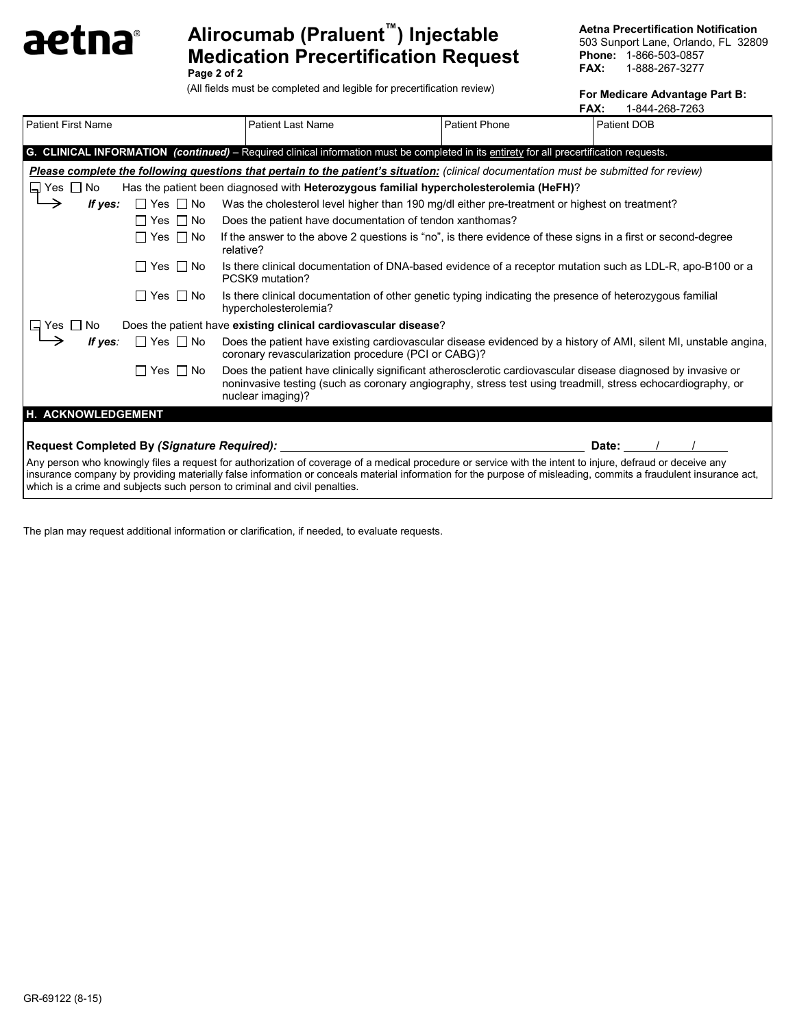# Alirocumab (Praluent™) Injectable Medication Precertification Request

Page 2 of 2

(All fields must be completed and legible for precertification review)

**Aetna Precertification Notification**
503 Sunport Lane, Orlando, FL 32809
**Phone:** 1-866-503-0857
**FAX:** 1-888-267-3277

**For Medicare Advantage Part B:**
**FAX:** 1-844-268-7263

| Patient First Name | Patient Last Name | Patient Phone | Patient DOB |
|---|---|---|---|
| | | | |

## G. CLINICAL INFORMATION *(continued)* – Required clinical information must be completed in its entirety for all precertification requests.

***Please complete the following questions that pertain to the patient's situation:*** *(clinical documentation must be submitted for review)*

☐ Yes ☐ No Has the patient been diagnosed with **Heterozygous familial hypercholesterolemia (HeFH)**?

*If yes:*
- ☐ Yes ☐ No Was the cholesterol level higher than 190 mg/dl either pre-treatment or highest on treatment?
- ☐ Yes ☐ No Does the patient have documentation of tendon xanthomas?
- ☐ Yes ☐ No If the answer to the above 2 questions is "no", is there evidence of these signs in a first or second-degree relative?
- ☐ Yes ☐ No Is there clinical documentation of DNA-based evidence of a receptor mutation such as LDL-R, apo-B100 or a PCSK9 mutation?
- ☐ Yes ☐ No Is there clinical documentation of other genetic typing indicating the presence of heterozygous familial hypercholesterolemia?

☐ Yes ☐ No Does the patient have **existing clinical cardiovascular disease**?

*If yes:*
- ☐ Yes ☐ No Does the patient have existing cardiovascular disease evidenced by a history of AMI, silent MI, unstable angina, coronary revascularization procedure (PCI or CABG)?
- ☐ Yes ☐ No Does the patient have clinically significant atherosclerotic cardiovascular disease diagnosed by invasive or noninvasive testing (such as coronary angiography, stress test using treadmill, stress echocardiography, or nuclear imaging)?

## H. ACKNOWLEDGEMENT

**Request Completed By *(Signature Required)*:** ______________________ **Date:** ____/____/____

Any person who knowingly files a request for authorization of coverage of a medical procedure or service with the intent to injure, defraud or deceive any insurance company by providing materially false information or conceals material information for the purpose of misleading, commits a fraudulent insurance act, which is a crime and subjects such person to criminal and civil penalties.

The plan may request additional information or clarification, if needed, to evaluate requests.

GR-69122 (8-15)